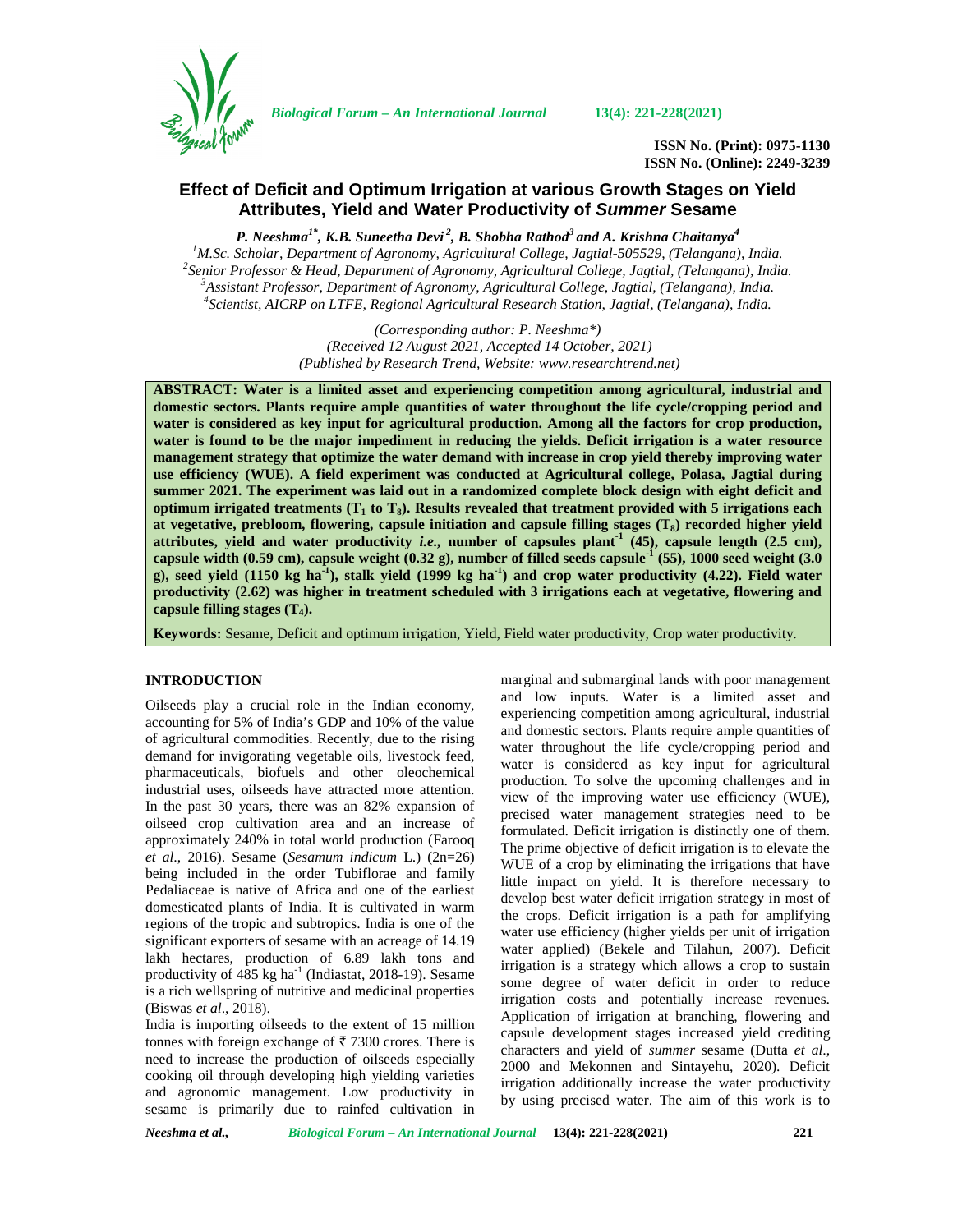**ISSN No. (Print): 0975-1130**
**ISSN No. (Online): 2249-3239**

# Effect of Deficit and Optimum Irrigation at various Growth Stages on Yield Attributes, Yield and Water Productivity of *Summer* Sesame

***P. Neeshma[1*], K.B. Suneetha Devi[2], B. Shobha Rathod[3] and A. Krishna Chaitanya[4]***

[1]*M.Sc. Scholar, Department of Agronomy, Agricultural College, Jagtial-505529, (Telangana), India.*
[2]*Senior Professor & Head, Department of Agronomy, Agricultural College, Jagtial, (Telangana), India.*
[3]*Assistant Professor, Department of Agronomy, Agricultural College, Jagtial, (Telangana), India.*
[4]*Scientist, AICRP on LTFE, Regional Agricultural Research Station, Jagtial, (Telangana), India.*

*(Corresponding author: P. Neeshma\*)*
*(Received 12 August 2021, Accepted 14 October, 2021)*
*(Published by Research Trend, Website: www.researchtrend.net)*

**ABSTRACT: Water is a limited asset and experiencing competition among agricultural, industrial and domestic sectors. Plants require ample quantities of water throughout the life cycle/cropping period and water is considered as key input for agricultural production. Among all the factors for crop production, water is found to be the major impediment in reducing the yields. Deficit irrigation is a water resource management strategy that optimize the water demand with increase in crop yield thereby improving water use efficiency (WUE). A field experiment was conducted at Agricultural college, Polasa, Jagtial during summer 2021. The experiment was laid out in a randomized complete block design with eight deficit and optimum irrigated treatments ($T_1$ to $T_8$). Results revealed that treatment provided with 5 irrigations each at vegetative, prebloom, flowering, capsule initiation and capsule filling stages ($T_8$) recorded higher yield attributes, yield and water productivity *i.e.*, number of capsules plant$^{-1}$ (45), capsule length (2.5 cm), capsule width (0.59 cm), capsule weight (0.32 g), number of filled seeds capsule$^{-1}$ (55), 1000 seed weight (3.0 g), seed yield (1150 kg ha$^{-1}$), stalk yield (1999 kg ha$^{-1}$) and crop water productivity (4.22). Field water productivity (2.62) was higher in treatment scheduled with 3 irrigations each at vegetative, flowering and capsule filling stages ($T_4$).**

**Keywords:** Sesame, Deficit and optimum irrigation, Yield, Field water productivity, Crop water productivity.

## INTRODUCTION

Oilseeds play a crucial role in the Indian economy, accounting for 5% of India's GDP and 10% of the value of agricultural commodities. Recently, due to the rising demand for invigorating vegetable oils, livestock feed, pharmaceuticals, biofuels and other oleochemical industrial uses, oilseeds have attracted more attention. In the past 30 years, there was an 82% expansion of oilseed crop cultivation area and an increase of approximately 240% in total world production (Farooq *et al*., 2016). Sesame (*Sesamum indicum* L.) (2n=26) being included in the order Tubiflorae and family Pedaliaceae is native of Africa and one of the earliest domesticated plants of India. It is cultivated in warm regions of the tropic and subtropics. India is one of the significant exporters of sesame with an acreage of 14.19 lakh hectares, production of 6.89 lakh tons and productivity of 485 kg ha$^{-1}$ (Indiastat, 2018-19). Sesame is a rich wellspring of nutritive and medicinal properties (Biswas *et al*., 2018).

India is importing oilseeds to the extent of 15 million tonnes with foreign exchange of ₹ 7300 crores. There is need to increase the production of oilseeds especially cooking oil through developing high yielding varieties and agronomic management. Low productivity in sesame is primarily due to rainfed cultivation in marginal and submarginal lands with poor management and low inputs. Water is a limited asset and experiencing competition among agricultural, industrial and domestic sectors. Plants require ample quantities of water throughout the life cycle/cropping period and water is considered as key input for agricultural production. To solve the upcoming challenges and in view of the improving water use efficiency (WUE), precised water management strategies need to be formulated. Deficit irrigation is distinctly one of them. The prime objective of deficit irrigation is to elevate the WUE of a crop by eliminating the irrigations that have little impact on yield. It is therefore necessary to develop best water deficit irrigation strategy in most of the crops. Deficit irrigation is a path for amplifying water use efficiency (higher yields per unit of irrigation water applied) (Bekele and Tilahun, 2007). Deficit irrigation is a strategy which allows a crop to sustain some degree of water deficit in order to reduce irrigation costs and potentially increase revenues. Application of irrigation at branching, flowering and capsule development stages increased yield crediting characters and yield of *summer* sesame (Dutta *et al*., 2000 and Mekonnen and Sintayehu, 2020). Deficit irrigation additionally increase the water productivity by using precised water. The aim of this work is to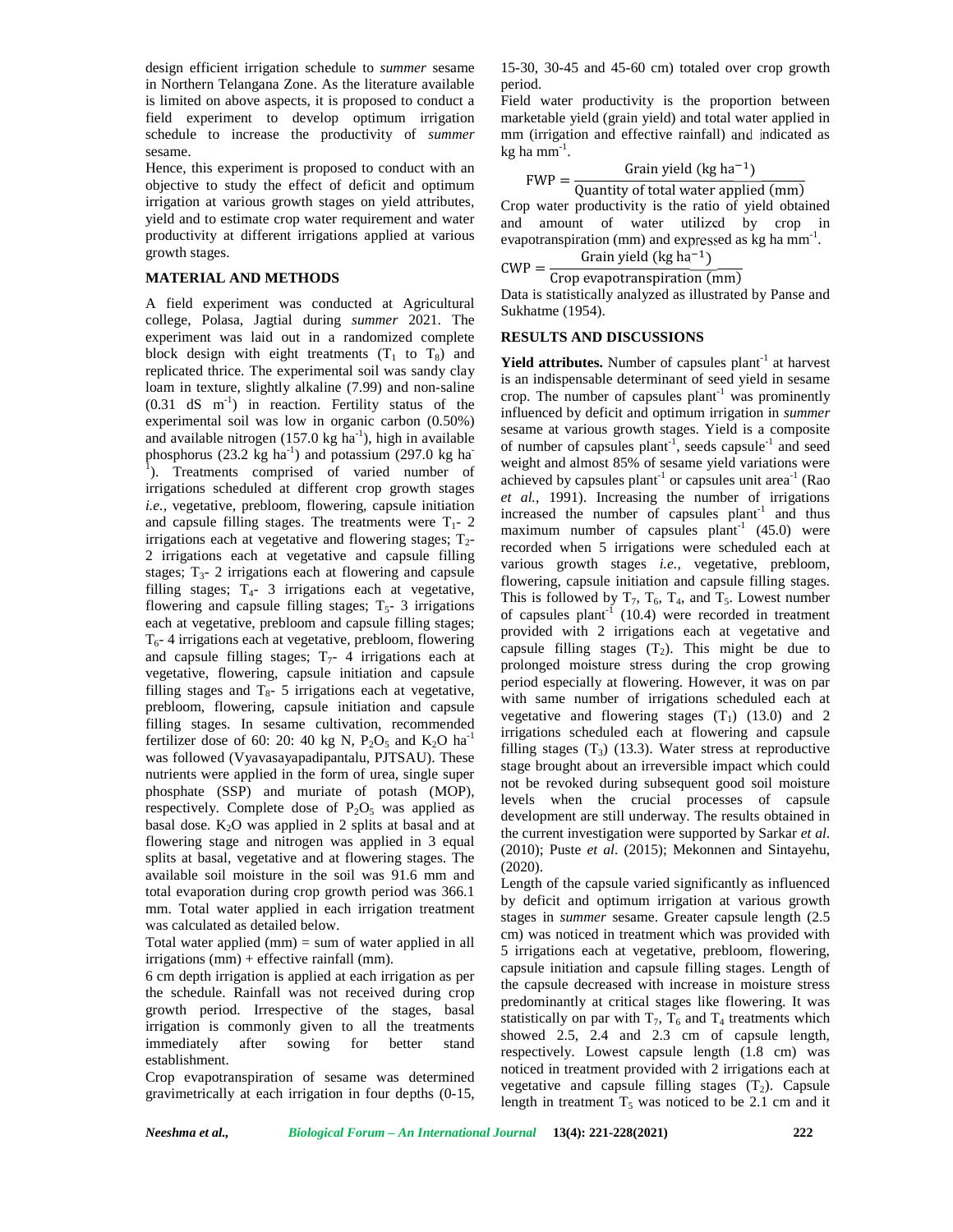design efficient irrigation schedule to *summer* sesame in Northern Telangana Zone. As the literature available is limited on above aspects, it is proposed to conduct a field experiment to develop optimum irrigation schedule to increase the productivity of *summer* sesame.

Hence, this experiment is proposed to conduct with an objective to study the effect of deficit and optimum irrigation at various growth stages on yield attributes, yield and to estimate crop water requirement and water productivity at different irrigations applied at various growth stages.

## MATERIAL AND METHODS

A field experiment was conducted at Agricultural college, Polasa, Jagtial during *summer* 2021. The experiment was laid out in a randomized complete block design with eight treatments ($T_1$ to $T_8$) and replicated thrice. The experimental soil was sandy clay loam in texture, slightly alkaline (7.99) and non-saline (0.31 dS $m^{-1}$) in reaction. Fertility status of the experimental soil was low in organic carbon (0.50%) and available nitrogen (157.0 kg $ha^{-1}$), high in available phosphorus (23.2 kg $ha^{-1}$) and potassium (297.0 kg $ha^{-1}$). Treatments comprised of varied number of irrigations scheduled at different crop growth stages *i.e.,* vegetative, prebloom, flowering, capsule initiation and capsule filling stages. The treatments were $T_1$- 2 irrigations each at vegetative and flowering stages; $T_2$- 2 irrigations each at vegetative and capsule filling stages; $T_3$- 2 irrigations each at flowering and capsule filling stages; $T_4$- 3 irrigations each at vegetative, flowering and capsule filling stages; $T_5$- 3 irrigations each at vegetative, prebloom and capsule filling stages; $T_6$- 4 irrigations each at vegetative, prebloom, flowering and capsule filling stages; $T_7$- 4 irrigations each at vegetative, flowering, capsule initiation and capsule filling stages and $T_8$- 5 irrigations each at vegetative, prebloom, flowering, capsule initiation and capsule filling stages. In sesame cultivation, recommended fertilizer dose of 60: 20: 40 kg N, $P_2O_5$ and $K_2O$ $ha^{-1}$ was followed (Vyavasayapadipantalu, PJTSAU). These nutrients were applied in the form of urea, single super phosphate (SSP) and muriate of potash (MOP), respectively. Complete dose of $P_2O_5$ was applied as basal dose. $K_2O$ was applied in 2 splits at basal and at flowering stage and nitrogen was applied in 3 equal splits at basal, vegetative and at flowering stages. The available soil moisture in the soil was 91.6 mm and total evaporation during crop growth period was 366.1 mm. Total water applied in each irrigation treatment was calculated as detailed below.

Total water applied (mm) = sum of water applied in all irrigations (mm) + effective rainfall (mm).

6 cm depth irrigation is applied at each irrigation as per the schedule. Rainfall was not received during crop growth period. Irrespective of the stages, basal irrigation is commonly given to all the treatments immediately after sowing for better stand establishment.

Crop evapotranspiration of sesame was determined gravimetrically at each irrigation in four depths (0-15, 15-30, 30-45 and 45-60 cm) totaled over crop growth period.

Field water productivity is the proportion between marketable yield (grain yield) and total water applied in mm (irrigation and effective rainfall) and indicated as kg ha $mm^{-1}$.

$$\text{FWP} = \frac{\text{Grain yield (kg ha}^{-1})}{\text{Quantity of total water applied (mm)}}$$

Crop water productivity is the ratio of yield obtained and amount of water utilized by crop in evapotranspiration (mm) and expressed as kg ha $mm^{-1}$.

$$\text{CWP} = \frac{\text{Grain yield (kg ha}^{-1})}{\text{Crop evapotranspiration (mm)}}$$

Data is statistically analyzed as illustrated by Panse and Sukhatme (1954).

## RESULTS AND DISCUSSIONS

**Yield attributes.** Number of capsules $plant^{-1}$ at harvest is an indispensable determinant of seed yield in sesame crop. The number of capsules $plant^{-1}$ was prominently influenced by deficit and optimum irrigation in *summer* sesame at various growth stages. Yield is a composite of number of capsules $plant^{-1}$, seeds $capsule^{-1}$ and seed weight and almost 85% of sesame yield variations were achieved by capsules $plant^{-1}$ or capsules unit $area^{-1}$ (Rao *et al.*, 1991). Increasing the number of irrigations increased the number of capsules $plant^{-1}$ and thus maximum number of capsules $plant^{-1}$ (45.0) were recorded when 5 irrigations were scheduled each at various growth stages *i.e.,* vegetative, prebloom, flowering, capsule initiation and capsule filling stages. This is followed by $T_7$, $T_6$, $T_4$, and $T_5$. Lowest number of capsules $plant^{-1}$ (10.4) were recorded in treatment provided with 2 irrigations each at vegetative and capsule filling stages ($T_2$). This might be due to prolonged moisture stress during the crop growing period especially at flowering. However, it was on par with same number of irrigations scheduled each at vegetative and flowering stages ($T_1$) (13.0) and 2 irrigations scheduled each at flowering and capsule filling stages ($T_3$) (13.3). Water stress at reproductive stage brought about an irreversible impact which could not be revoked during subsequent good soil moisture levels when the crucial processes of capsule development are still underway. The results obtained in the current investigation were supported by Sarkar *et al.* (2010); Puste *et al.* (2015); Mekonnen and Sintayehu, (2020).

Length of the capsule varied significantly as influenced by deficit and optimum irrigation at various growth stages in *summer* sesame. Greater capsule length (2.5 cm) was noticed in treatment which was provided with 5 irrigations each at vegetative, prebloom, flowering, capsule initiation and capsule filling stages. Length of the capsule decreased with increase in moisture stress predominantly at critical stages like flowering. It was statistically on par with $T_7$, $T_6$ and $T_4$ treatments which showed 2.5, 2.4 and 2.3 cm of capsule length, respectively. Lowest capsule length (1.8 cm) was noticed in treatment provided with 2 irrigations each at vegetative and capsule filling stages ($T_2$). Capsule length in treatment $T_5$ was noticed to be 2.1 cm and it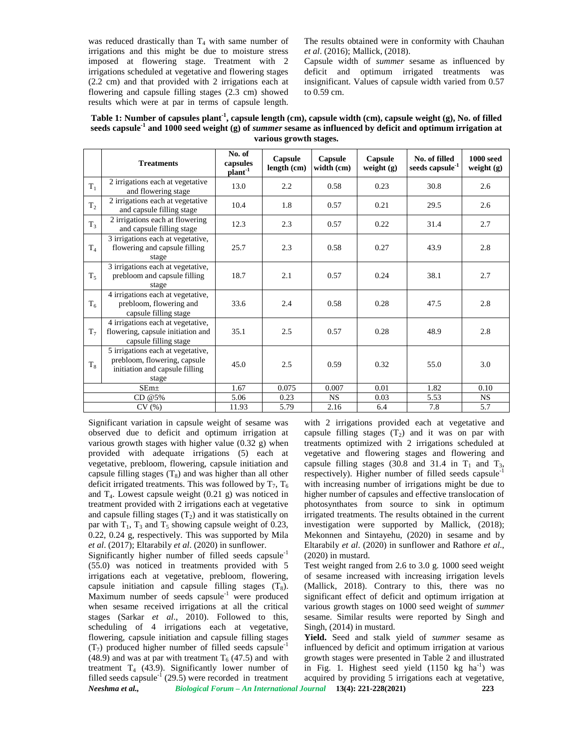was reduced drastically than $T_4$ with same number of irrigations and this might be due to moisture stress imposed at flowering stage. Treatment with 2 irrigations scheduled at vegetative and flowering stages (2.2 cm) and that provided with 2 irrigations each at flowering and capsule filling stages (2.3 cm) showed results which were at par in terms of capsule length. The results obtained were in conformity with Chauhan *et al*. (2016); Mallick, (2018).

Capsule width of *summer* sesame as influenced by deficit and optimum irrigated treatments was insignificant. Values of capsule width varied from 0.57 to 0.59 cm.

**Table 1: Number of capsules plant$^{-1}$, capsule length (cm), capsule width (cm), capsule weight (g), No. of filled seeds capsule$^{-1}$ and 1000 seed weight (g) of *summer* sesame as influenced by deficit and optimum irrigation at various growth stages.**

| | Treatments | No. of capsules plant$^{-1}$ | Capsule length (cm) | Capsule width (cm) | Capsule weight (g) | No. of filled seeds capsule$^{-1}$ | 1000 seed weight (g) |
|---|---|---|---|---|---|---|---|
| $T_1$ | 2 irrigations each at vegetative and flowering stage | 13.0 | 2.2 | 0.58 | 0.23 | 30.8 | 2.6 |
| $T_2$ | 2 irrigations each at vegetative and capsule filling stage | 10.4 | 1.8 | 0.57 | 0.21 | 29.5 | 2.6 |
| $T_3$ | 2 irrigations each at flowering and capsule filling stage | 12.3 | 2.3 | 0.57 | 0.22 | 31.4 | 2.7 |
| $T_4$ | 3 irrigations each at vegetative, flowering and capsule filling stage | 25.7 | 2.3 | 0.58 | 0.27 | 43.9 | 2.8 |
| $T_5$ | 3 irrigations each at vegetative, prebloom and capsule filling stage | 18.7 | 2.1 | 0.57 | 0.24 | 38.1 | 2.7 |
| $T_6$ | 4 irrigations each at vegetative, prebloom, flowering and capsule filling stage | 33.6 | 2.4 | 0.58 | 0.28 | 47.5 | 2.8 |
| $T_7$ | 4 irrigations each at vegetative, flowering, capsule initiation and capsule filling stage | 35.1 | 2.5 | 0.57 | 0.28 | 48.9 | 2.8 |
| $T_8$ | 5 irrigations each at vegetative, prebloom, flowering, capsule initiation and capsule filling stage | 45.0 | 2.5 | 0.59 | 0.32 | 55.0 | 3.0 |
| SEm± | | 1.67 | 0.075 | 0.007 | 0.01 | 1.82 | 0.10 |
| CD @5% | | 5.06 | 0.23 | NS | 0.03 | 5.53 | NS |
| CV (%) | | 11.93 | 5.79 | 2.16 | 6.4 | 7.8 | 5.7 |

Significant variation in capsule weight of sesame was observed due to deficit and optimum irrigation at various growth stages with higher value (0.32 g) when provided with adequate irrigations (5) each at vegetative, prebloom, flowering, capsule initiation and capsule filling stages ($T_8$) and was higher than all other deficit irrigated treatments. This was followed by $T_7$, $T_6$ and $T_4$. Lowest capsule weight (0.21 g) was noticed in treatment provided with 2 irrigations each at vegetative and capsule filling stages ($T_2$) and it was statistically on par with $T_1$, $T_3$ and $T_5$ showing capsule weight of 0.23, 0.22, 0.24 g, respectively. This was supported by Mila *et al*. (2017); Eltarabily *et al*. (2020) in sunflower.

Significantly higher number of filled seeds capsule$^{-1}$ (55.0) was noticed in treatments provided with 5 irrigations each at vegetative, prebloom, flowering, capsule initiation and capsule filling stages ($T_8$). Maximum number of seeds capsule$^{-1}$ were produced when sesame received irrigations at all the critical stages (Sarkar *et al*., 2010). Followed to this, scheduling of 4 irrigations each at vegetative, flowering, capsule initiation and capsule filling stages ($T_7$) produced higher number of filled seeds capsule$^{-1}$ (48.9) and was at par with treatment $T_6$ (47.5) and with treatment $T_4$ (43.9). Significantly lower number of filled seeds capsule$^{-1}$ (29.5) were recorded in treatment with 2 irrigations provided each at vegetative and capsule filling stages ($T_2$) and it was on par with treatments optimized with 2 irrigations scheduled at vegetative and flowering stages and flowering and capsule filling stages (30.8 and 31.4 in $T_1$ and $T_3$, respectively). Higher number of filled seeds capsule$^{-1}$ with increasing number of irrigations might be due to higher number of capsules and effective translocation of photosynthates from source to sink in optimum irrigated treatments. The results obtained in the current investigation were supported by Mallick, (2018); Mekonnen and Sintayehu, (2020) in sesame and by Eltarabily *et al*. (2020) in sunflower and Rathore *et al*., (2020) in mustard.

Test weight ranged from 2.6 to 3.0 g. 1000 seed weight of sesame increased with increasing irrigation levels (Mallick, 2018). Contrary to this, there was no significant effect of deficit and optimum irrigation at various growth stages on 1000 seed weight of *summer* sesame. Similar results were reported by Singh and Singh, (2014) in mustard.

**Yield.** Seed and stalk yield of *summer* sesame as influenced by deficit and optimum irrigation at various growth stages were presented in Table 2 and illustrated in Fig. 1. Highest seed yield (1150 kg ha$^{-1}$) was acquired by providing 5 irrigations each at vegetative,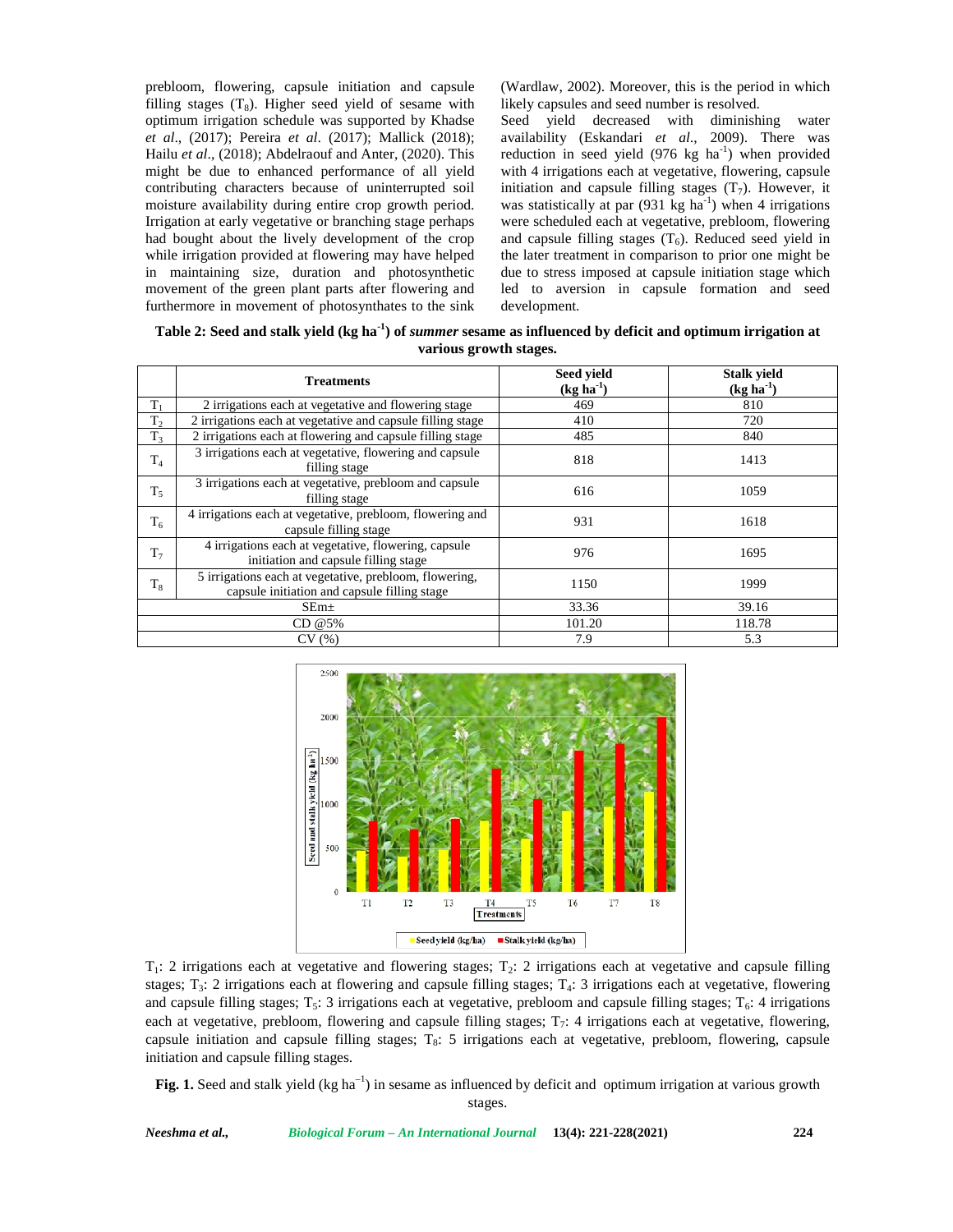prebloom, flowering, capsule initiation and capsule filling stages ($T_8$). Higher seed yield of sesame with optimum irrigation schedule was supported by Khadse *et al*., (2017); Pereira *et al*. (2017); Mallick (2018); Hailu *et al*., (2018); Abdelraouf and Anter, (2020). This might be due to enhanced performance of all yield contributing characters because of uninterrupted soil moisture availability during entire crop growth period. Irrigation at early vegetative or branching stage perhaps had bought about the lively development of the crop while irrigation provided at flowering may have helped in maintaining size, duration and photosynthetic movement of the green plant parts after flowering and furthermore in movement of photosynthates to the sink (Wardlaw, 2002). Moreover, this is the period in which likely capsules and seed number is resolved.

Seed yield decreased with diminishing water availability (Eskandari *et al*., 2009). There was reduction in seed yield (976 kg $ha^{-1}$) when provided with 4 irrigations each at vegetative, flowering, capsule initiation and capsule filling stages ($T_7$). However, it was statistically at par (931 kg $ha^{-1}$) when 4 irrigations were scheduled each at vegetative, prebloom, flowering and capsule filling stages ($T_6$). Reduced seed yield in the later treatment in comparison to prior one might be due to stress imposed at capsule initiation stage which led to aversion in capsule formation and seed development.

**Table 2: Seed and stalk yield (kg $ha^{-1}$) of *summer* sesame as influenced by deficit and optimum irrigation at various growth stages.**

| | Treatments | Seed yield (kg $ha^{-1}$) | Stalk yield (kg $ha^{-1}$) |
|---|---|---|---|
| $T_1$ | 2 irrigations each at vegetative and flowering stage | 469 | 810 |
| $T_2$ | 2 irrigations each at vegetative and capsule filling stage | 410 | 720 |
| $T_3$ | 2 irrigations each at flowering and capsule filling stage | 485 | 840 |
| $T_4$ | 3 irrigations each at vegetative, flowering and capsule filling stage | 818 | 1413 |
| $T_5$ | 3 irrigations each at vegetative, prebloom and capsule filling stage | 616 | 1059 |
| $T_6$ | 4 irrigations each at vegetative, prebloom, flowering and capsule filling stage | 931 | 1618 |
| $T_7$ | 4 irrigations each at vegetative, flowering, capsule initiation and capsule filling stage | 976 | 1695 |
| $T_8$ | 5 irrigations each at vegetative, prebloom, flowering, capsule initiation and capsule filling stage | 1150 | 1999 |
| SEm± | | 33.36 | 39.16 |
| CD @5% | | 101.20 | 118.78 |
| CV (%) | | 7.9 | 5.3 |

$T_1$: 2 irrigations each at vegetative and flowering stages; $T_2$: 2 irrigations each at vegetative and capsule filling stages; $T_3$: 2 irrigations each at flowering and capsule filling stages; $T_4$: 3 irrigations each at vegetative, flowering and capsule filling stages; $T_5$: 3 irrigations each at vegetative, prebloom and capsule filling stages; $T_6$: 4 irrigations each at vegetative, prebloom, flowering and capsule filling stages; $T_7$: 4 irrigations each at vegetative, flowering, capsule initiation and capsule filling stages; $T_8$: 5 irrigations each at vegetative, prebloom, flowering, capsule initiation and capsule filling stages.

**Fig. 1.** Seed and stalk yield (kg $ha^{-1}$) in sesame as influenced by deficit and optimum irrigation at various growth stages.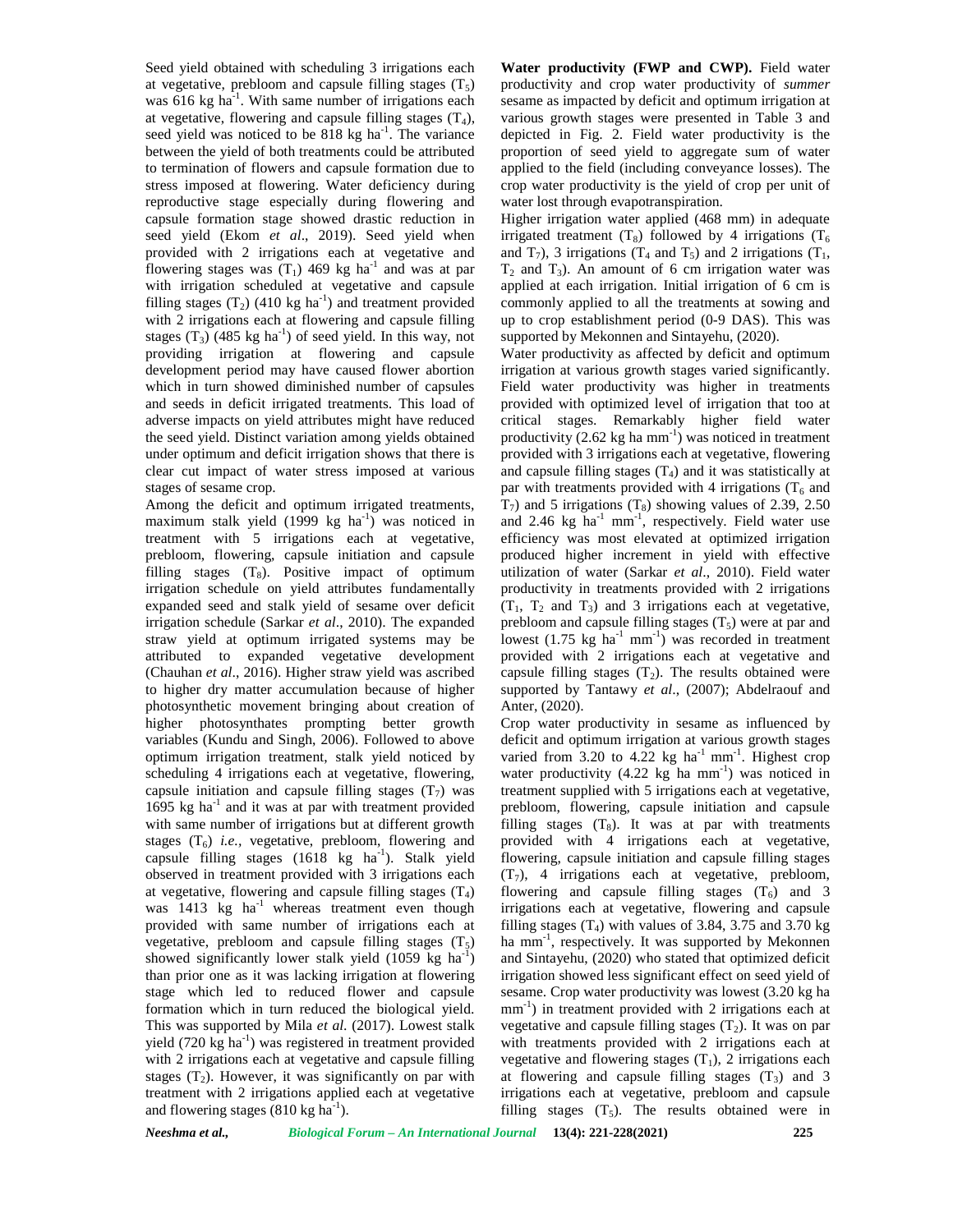Seed yield obtained with scheduling 3 irrigations each at vegetative, prebloom and capsule filling stages ($T_5$) was 616 kg ha$^{-1}$. With same number of irrigations each at vegetative, flowering and capsule filling stages ($T_4$), seed yield was noticed to be 818 kg ha$^{-1}$. The variance between the yield of both treatments could be attributed to termination of flowers and capsule formation due to stress imposed at flowering. Water deficiency during reproductive stage especially during flowering and capsule formation stage showed drastic reduction in seed yield (Ekom *et al*., 2019). Seed yield when provided with 2 irrigations each at vegetative and flowering stages was ($T_1$) 469 kg ha$^{-1}$ and was at par with irrigation scheduled at vegetative and capsule filling stages ($T_2$) (410 kg ha$^{-1}$) and treatment provided with 2 irrigations each at flowering and capsule filling stages ($T_3$) (485 kg ha$^{-1}$) of seed yield. In this way, not providing irrigation at flowering and capsule development period may have caused flower abortion which in turn showed diminished number of capsules and seeds in deficit irrigated treatments. This load of adverse impacts on yield attributes might have reduced the seed yield. Distinct variation among yields obtained under optimum and deficit irrigation shows that there is clear cut impact of water stress imposed at various stages of sesame crop.

Among the deficit and optimum irrigated treatments, maximum stalk yield (1999 kg ha$^{-1}$) was noticed in treatment with 5 irrigations each at vegetative, prebloom, flowering, capsule initiation and capsule filling stages ($T_8$). Positive impact of optimum irrigation schedule on yield attributes fundamentally expanded seed and stalk yield of sesame over deficit irrigation schedule (Sarkar *et al*., 2010). The expanded straw yield at optimum irrigated systems may be attributed to expanded vegetative development (Chauhan *et al*., 2016). Higher straw yield was ascribed to higher dry matter accumulation because of higher photosynthetic movement bringing about creation of higher photosynthates prompting better growth variables (Kundu and Singh, 2006). Followed to above optimum irrigation treatment, stalk yield noticed by scheduling 4 irrigations each at vegetative, flowering, capsule initiation and capsule filling stages ($T_7$) was 1695 kg ha$^{-1}$ and it was at par with treatment provided with same number of irrigations but at different growth stages ($T_6$) *i.e.*, vegetative, prebloom, flowering and capsule filling stages (1618 kg ha$^{-1}$). Stalk yield observed in treatment provided with 3 irrigations each at vegetative, flowering and capsule filling stages ($T_4$) was 1413 kg ha$^{-1}$ whereas treatment even though provided with same number of irrigations each at vegetative, prebloom and capsule filling stages ($T_5$) showed significantly lower stalk yield (1059 kg ha$^{-1}$) than prior one as it was lacking irrigation at flowering stage which led to reduced flower and capsule formation which in turn reduced the biological yield. This was supported by Mila *et al.* (2017). Lowest stalk yield (720 kg ha$^{-1}$) was registered in treatment provided with 2 irrigations each at vegetative and capsule filling stages ($T_2$). However, it was significantly on par with treatment with 2 irrigations applied each at vegetative and flowering stages (810 kg ha$^{-1}$).

**Water productivity (FWP and CWP).** Field water productivity and crop water productivity of *summer* sesame as impacted by deficit and optimum irrigation at various growth stages were presented in Table 3 and depicted in Fig. 2. Field water productivity is the proportion of seed yield to aggregate sum of water applied to the field (including conveyance losses). The crop water productivity is the yield of crop per unit of water lost through evapotranspiration.

Higher irrigation water applied (468 mm) in adequate irrigated treatment ($T_8$) followed by 4 irrigations ($T_6$ and $T_7$), 3 irrigations ($T_4$ and $T_5$) and 2 irrigations ($T_1$, $T_2$ and $T_3$). An amount of 6 cm irrigation water was applied at each irrigation. Initial irrigation of 6 cm is commonly applied to all the treatments at sowing and up to crop establishment period (0-9 DAS). This was supported by Mekonnen and Sintayehu, (2020).

Water productivity as affected by deficit and optimum irrigation at various growth stages varied significantly. Field water productivity was higher in treatments provided with optimized level of irrigation that too at critical stages. Remarkably higher field water productivity (2.62 kg ha mm$^{-1}$) was noticed in treatment provided with 3 irrigations each at vegetative, flowering and capsule filling stages ($T_4$) and it was statistically at par with treatments provided with 4 irrigations ($T_6$ and $T_7$) and 5 irrigations ($T_8$) showing values of 2.39, 2.50 and 2.46 kg ha$^{-1}$ mm$^{-1}$, respectively. Field water use efficiency was most elevated at optimized irrigation produced higher increment in yield with effective utilization of water (Sarkar *et al*., 2010). Field water productivity in treatments provided with 2 irrigations ($T_1$, $T_2$ and $T_3$) and 3 irrigations each at vegetative, prebloom and capsule filling stages ($T_5$) were at par and lowest (1.75 kg ha$^{-1}$ mm$^{-1}$) was recorded in treatment provided with 2 irrigations each at vegetative and capsule filling stages ($T_2$). The results obtained were supported by Tantawy *et al*., (2007); Abdelraouf and Anter, (2020).

Crop water productivity in sesame as influenced by deficit and optimum irrigation at various growth stages varied from 3.20 to 4.22 kg ha$^{-1}$ mm$^{-1}$. Highest crop water productivity (4.22 kg ha mm$^{-1}$) was noticed in treatment supplied with 5 irrigations each at vegetative, prebloom, flowering, capsule initiation and capsule filling stages ($T_8$). It was at par with treatments provided with 4 irrigations each at vegetative, flowering, capsule initiation and capsule filling stages ($T_7$), 4 irrigations each at vegetative, prebloom, flowering and capsule filling stages ($T_6$) and 3 irrigations each at vegetative, flowering and capsule filling stages ($T_4$) with values of 3.84, 3.75 and 3.70 kg ha mm$^{-1}$, respectively. It was supported by Mekonnen and Sintayehu, (2020) who stated that optimized deficit irrigation showed less significant effect on seed yield of sesame. Crop water productivity was lowest (3.20 kg ha mm$^{-1}$) in treatment provided with 2 irrigations each at vegetative and capsule filling stages ($T_2$). It was on par with treatments provided with 2 irrigations each at vegetative and flowering stages ($T_1$), 2 irrigations each at flowering and capsule filling stages ($T_3$) and 3 irrigations each at vegetative, prebloom and capsule filling stages ($T_5$). The results obtained were in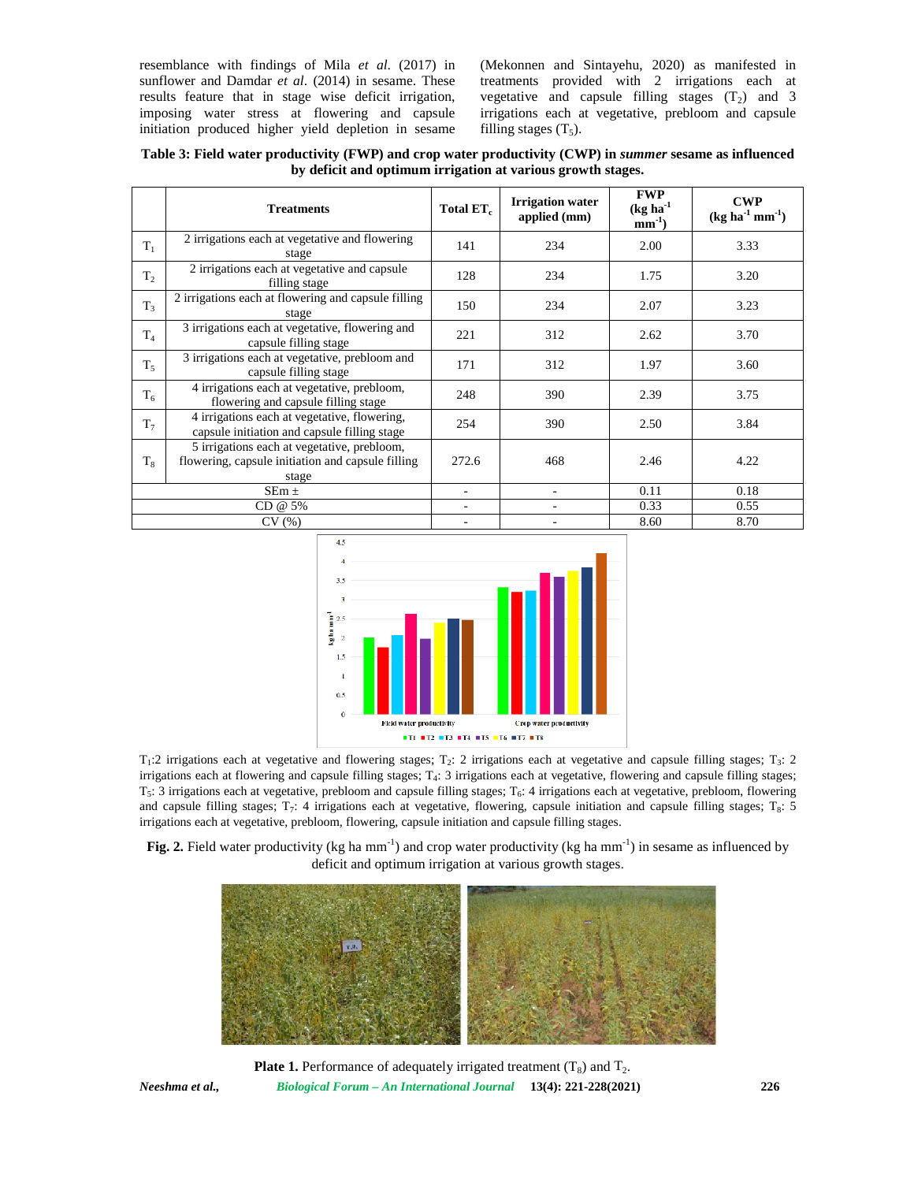resemblance with findings of Mila *et al.* (2017) in sunflower and Damdar *et al*. (2014) in sesame. These results feature that in stage wise deficit irrigation, imposing water stress at flowering and capsule initiation produced higher yield depletion in sesame (Mekonnen and Sintayehu, 2020) as manifested in treatments provided with 2 irrigations each at vegetative and capsule filling stages ($T_2$) and 3 irrigations each at vegetative, prebloom and capsule filling stages ($T_5$).

**Table 3: Field water productivity (FWP) and crop water productivity (CWP) in *summer* sesame as influenced by deficit and optimum irrigation at various growth stages.**

| | Treatments | Total $ET_c$ | Irrigation water applied (mm) | FWP (kg ha$^{-1}$ mm$^{-1}$) | CWP (kg ha$^{-1}$ mm$^{-1}$) |
|---|---|---|---|---|---|
| $T_1$ | 2 irrigations each at vegetative and flowering stage | 141 | 234 | 2.00 | 3.33 |
| $T_2$ | 2 irrigations each at vegetative and capsule filling stage | 128 | 234 | 1.75 | 3.20 |
| $T_3$ | 2 irrigations each at flowering and capsule filling stage | 150 | 234 | 2.07 | 3.23 |
| $T_4$ | 3 irrigations each at vegetative, flowering and capsule filling stage | 221 | 312 | 2.62 | 3.70 |
| $T_5$ | 3 irrigations each at vegetative, prebloom and capsule filling stage | 171 | 312 | 1.97 | 3.60 |
| $T_6$ | 4 irrigations each at vegetative, prebloom, flowering and capsule filling stage | 248 | 390 | 2.39 | 3.75 |
| $T_7$ | 4 irrigations each at vegetative, flowering, capsule initiation and capsule filling stage | 254 | 390 | 2.50 | 3.84 |
| $T_8$ | 5 irrigations each at vegetative, prebloom, flowering, capsule initiation and capsule filling stage | 272.6 | 468 | 2.46 | 4.22 |
| SEm ± | | - | - | 0.11 | 0.18 |
| CD @ 5% | | - | - | 0.33 | 0.55 |
| CV (%) | | - | - | 8.60 | 8.70 |

$T_1$:2 irrigations each at vegetative and flowering stages; $T_2$: 2 irrigations each at vegetative and capsule filling stages; $T_3$: 2 irrigations each at flowering and capsule filling stages; $T_4$: 3 irrigations each at vegetative, flowering and capsule filling stages; $T_5$: 3 irrigations each at vegetative, prebloom and capsule filling stages; $T_6$: 4 irrigations each at vegetative, prebloom, flowering and capsule filling stages; $T_7$: 4 irrigations each at vegetative, flowering, capsule initiation and capsule filling stages; $T_8$: 5 irrigations each at vegetative, prebloom, flowering, capsule initiation and capsule filling stages.

**Fig. 2.** Field water productivity (kg ha mm$^{-1}$) and crop water productivity (kg ha mm$^{-1}$) in sesame as influenced by deficit and optimum irrigation at various growth stages.

**Plate 1.** Performance of adequately irrigated treatment ($T_8$) and $T_2$.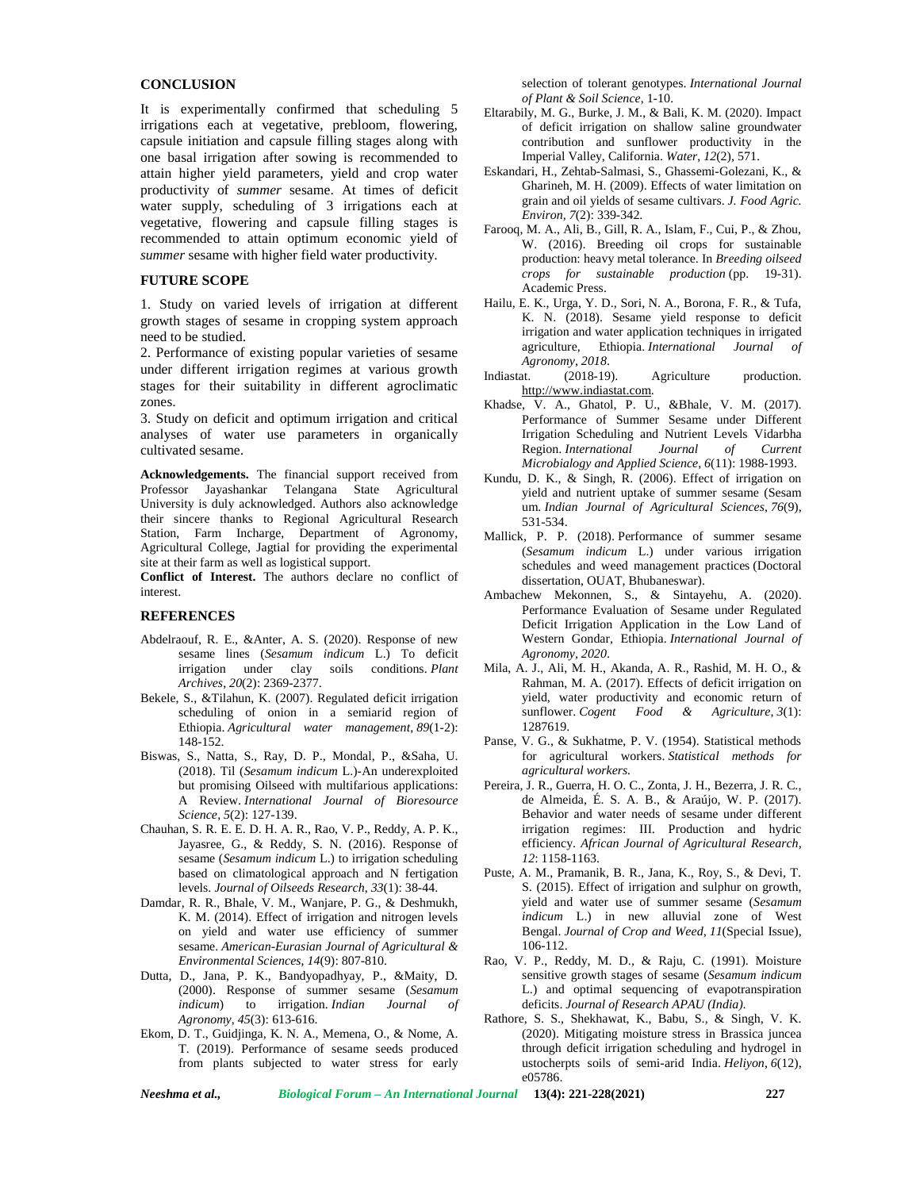## CONCLUSION

It is experimentally confirmed that scheduling 5 irrigations each at vegetative, prebloom, flowering, capsule initiation and capsule filling stages along with one basal irrigation after sowing is recommended to attain higher yield parameters, yield and crop water productivity of *summer* sesame. At times of deficit water supply, scheduling of 3 irrigations each at vegetative, flowering and capsule filling stages is recommended to attain optimum economic yield of *summer* sesame with higher field water productivity.

## FUTURE SCOPE

1. Study on varied levels of irrigation at different growth stages of sesame in cropping system approach need to be studied.
2. Performance of existing popular varieties of sesame under different irrigation regimes at various growth stages for their suitability in different agroclimatic zones.
3. Study on deficit and optimum irrigation and critical analyses of water use parameters in organically cultivated sesame.

**Acknowledgements.** The financial support received from Professor Jayashankar Telangana State Agricultural University is duly acknowledged. Authors also acknowledge their sincere thanks to Regional Agricultural Research Station, Farm Incharge, Department of Agronomy, Agricultural College, Jagtial for providing the experimental site at their farm as well as logistical support.

**Conflict of Interest.** The authors declare no conflict of interest.

## REFERENCES

Abdelraouf, R. E., &Anter, A. S. (2020). Response of new sesame lines (*Sesamum indicum* L.) To deficit irrigation under clay soils conditions. *Plant Archives*, *20*(2): 2369-2377.

Bekele, S., &Tilahun, K. (2007). Regulated deficit irrigation scheduling of onion in a semiarid region of Ethiopia. *Agricultural water management*, *89*(1-2): 148-152.

Biswas, S., Natta, S., Ray, D. P., Mondal, P., &Saha, U. (2018). Til (*Sesamum indicum* L.)-An underexploited but promising Oilseed with multifarious applications: A Review. *International Journal of Bioresource Science*, *5*(2): 127-139.

Chauhan, S. R. E. E. D. H. A. R., Rao, V. P., Reddy, A. P. K., Jayasree, G., & Reddy, S. N. (2016). Response of sesame (*Sesamum indicum* L.) to irrigation scheduling based on climatological approach and N fertilization levels. *Journal of Oilseeds Research*, *33*(1): 38-44.

Damdar, R. R., Bhale, V. M., Wanjare, P. G., & Deshmukh, K. M. (2014). Effect of irrigation and nitrogen levels on yield and water use efficiency of summer sesame. *American-Eurasian Journal of Agricultural & Environmental Sciences*, *14*(9): 807-810.

Dutta, D., Jana, P. K., Bandyopadhyay, P., &Maity, D. (2000). Response of summer sesame (*Sesamum indicum*) to irrigation. *Indian Journal of Agronomy*, *45*(3): 613-616.

Ekom, D. T., Guidjinga, K. N. A., Memena, O., & Nome, A. T. (2019). Performance of sesame seeds produced from plants subjected to water stress for early selection of tolerant genotypes. *International Journal of Plant & Soil Science*, 1-10.

Eltarabily, M. G., Burke, J. M., & Bali, K. M. (2020). Impact of deficit irrigation on shallow saline groundwater contribution and sunflower productivity in the Imperial Valley, California. *Water*, *12*(2), 571.

Eskandari, H., Zehtab-Salmasi, S., Ghassemi-Golezani, K., & Gharineh, M. H. (2009). Effects of water limitation on grain and oil yields of sesame cultivars. *J. Food Agric. Environ*, *7*(2): 339-342.

Farooq, M. A., Ali, B., Gill, R. A., Islam, F., Cui, P., & Zhou, W. (2016). Breeding oil crops for sustainable production: heavy metal tolerance. In *Breeding oilseed crops for sustainable production* (pp. 19-31). Academic Press.

Hailu, E. K., Urga, Y. D., Sori, N. A., Borona, F. R., & Tufa, K. N. (2018). Sesame yield response to deficit irrigation and water application techniques in irrigated agriculture, Ethiopia. *International Journal of Agronomy*, *2018*.

Indiastat. (2018-19). Agriculture production. http://www.indiastat.com.

Khadse, V. A., Ghatol, P. U., &Bhale, V. M. (2017). Performance of Summer Sesame under Different Irrigation Scheduling and Nutrient Levels Vidarbha Region. *International Journal of Current Microbiology and Applied Science*, *6*(11): 1988-1993.

Kundu, D. K., & Singh, R. (2006). Effect of irrigation on yield and nutrient uptake of summer sesame (Sesam um. *Indian Journal of Agricultural Sciences*, *76*(9), 531-534.

Mallick, P. P. (2018). Performance of summer sesame (*Sesamum indicum* L.) under various irrigation schedules and weed management practices (Doctoral dissertation, OUAT, Bhubaneswar).

Ambachew Mekonnen, S., & Sintayehu, A. (2020). Performance Evaluation of Sesame under Regulated Deficit Irrigation Application in the Low Land of Western Gondar, Ethiopia. *International Journal of Agronomy*, *2020*.

Mila, A. J., Ali, M. H., Akanda, A. R., Rashid, M. H. O., & Rahman, M. A. (2017). Effects of deficit irrigation on yield, water productivity and economic return of sunflower. *Cogent Food & Agriculture*, *3*(1): 1287619.

Panse, V. G., & Sukhatme, P. V. (1954). Statistical methods for agricultural workers. *Statistical methods for agricultural workers.*

Pereira, J. R., Guerra, H. O. C., Zonta, J. H., Bezerra, J. R. C., de Almeida, É. S. A. B., & Araújo, W. P. (2017). Behavior and water needs of sesame under different irrigation regimes: III. Production and hydric efficiency. *African Journal of Agricultural Research*, *12*: 1158-1163.

Puste, A. M., Pramanik, B. R., Jana, K., Roy, S., & Devi, T. S. (2015). Effect of irrigation and sulphur on growth, yield and water use of summer sesame (*Sesamum indicum* L.) in new alluvial zone of West Bengal. *Journal of Crop and Weed*, *11*(Special Issue), 106-112.

Rao, V. P., Reddy, M. D., & Raju, C. (1991). Moisture sensitive growth stages of sesame (*Sesamum indicum* L.) and optimal sequencing of evapotranspiration deficits. *Journal of Research APAU (India).*

Rathore, S. S., Shekhawat, K., Babu, S., & Singh, V. K. (2020). Mitigating moisture stress in Brassica juncea through deficit irrigation scheduling and hydrogel in ustocherpts soils of semi-arid India. *Heliyon*, *6*(12), e05786.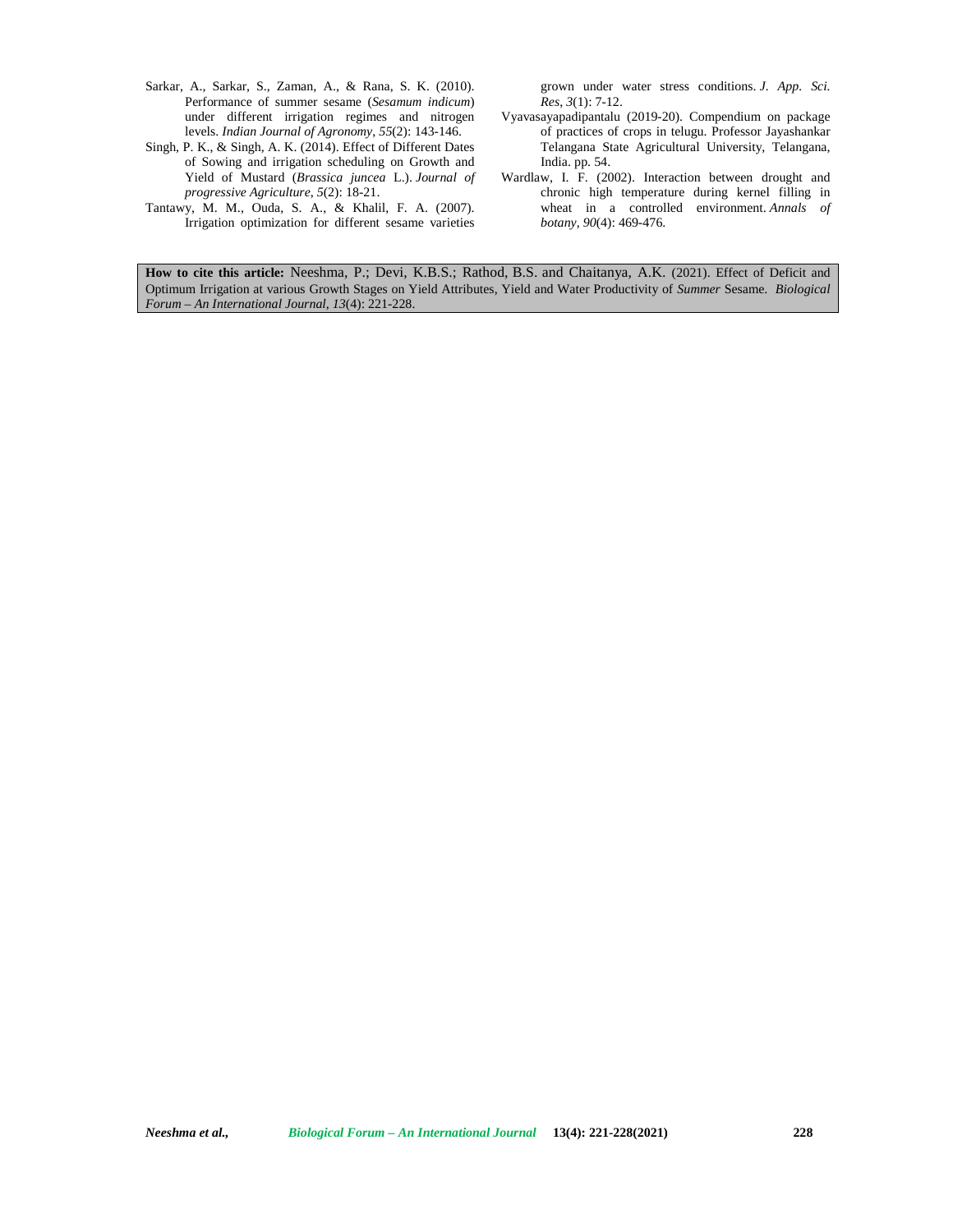Sarkar, A., Sarkar, S., Zaman, A., & Rana, S. K. (2010). Performance of summer sesame (*Sesamum indicum*) under different irrigation regimes and nitrogen levels. *Indian Journal of Agronomy*, *55*(2): 143-146.

Singh, P. K., & Singh, A. K. (2014). Effect of Different Dates of Sowing and irrigation scheduling on Growth and Yield of Mustard (*Brassica juncea* L.). *Journal of progressive Agriculture*, *5*(2): 18-21.

Tantawy, M. M., Ouda, S. A., & Khalil, F. A. (2007). Irrigation optimization for different sesame varieties grown under water stress conditions. *J. App. Sci. Res*, *3*(1): 7-12.

Vyavasayapadipantalu (2019-20). Compendium on package of practices of crops in telugu. Professor Jayashankar Telangana State Agricultural University, Telangana, India. pp. 54.

Wardlaw, I. F. (2002). Interaction between drought and chronic high temperature during kernel filling in wheat in a controlled environment. *Annals of botany*, *90*(4): 469-476.

**How to cite this article:** Neeshma, P.; Devi, K.B.S.; Rathod, B.S. and Chaitanya, A.K. (2021). Effect of Deficit and Optimum Irrigation at various Growth Stages on Yield Attributes, Yield and Water Productivity of *Summer* Sesame. *Biological Forum – An International Journal*, *13*(4): 221-228.